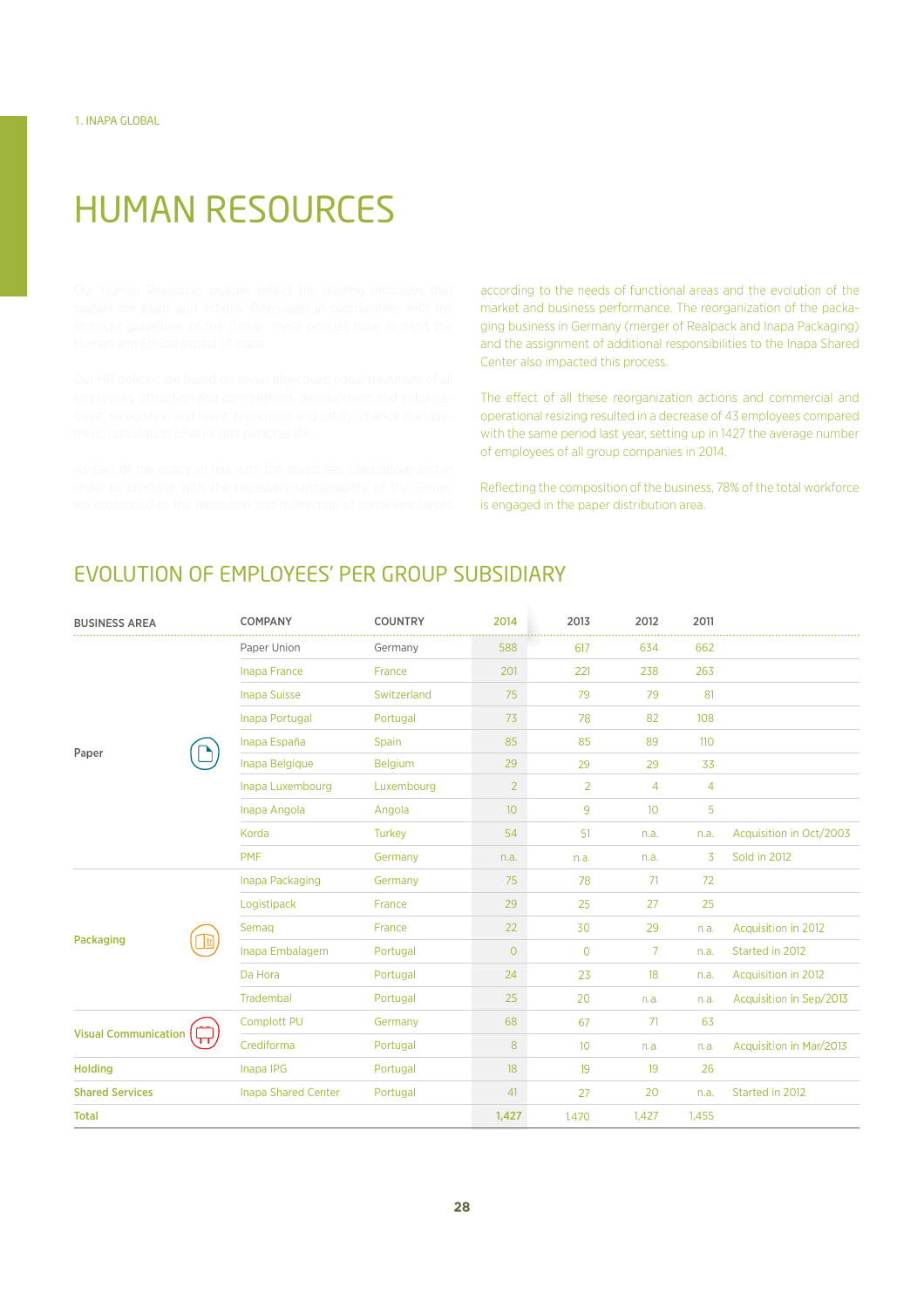1. INAPA GLOBAL

# HUMAN RESOURCES

Our Human Resources policies reflect the guiding principles that sustain our plans and actions. Developed in coordination with the strategic guidelines of the Group, these policies have in mind the Human and Ethical aspect of Inapa.

Our HR policies are based on seven objectives: equal treatment of all employees; attraction and commitment; development and enhancement; recognition and merit; prevention and safety; change management; conciliation of work and personal life.

As part of the policy, in line with the objectives cited above and in order to combine with the necessary sustainability of the Group, we proceeded to the relocation and redirection of some employees according to the needs of functional areas and the evolution of the market and business performance. The reorganization of the packaging business in Germany (merger of Realpack and Inapa Packaging) and the assignment of additional responsibilities to the Inapa Shared Center also impacted this process.

The effect of all these reorganization actions and commercial and operational resizing resulted in a decrease of 43 employees compared with the same period last year, setting up in 1427 the average number of employees of all group companies in 2014.

Reflecting the composition of the business, 78% of the total workforce is engaged in the paper distribution area.

## EVOLUTION OF EMPLOYEES' PER GROUP SUBSIDIARY

| BUSINESS AREA | COMPANY | COUNTRY | 2014 | 2013 | 2012 | 2011 | |
|---|---|---|---|---|---|---|---|
| Paper | Paper Union | Germany | 588 | 617 | 634 | 662 | |
| | Inapa France | France | 201 | 221 | 238 | 263 | |
| | Inapa Suisse | Switzerland | 75 | 79 | 79 | 81 | |
| | Inapa Portugal | Portugal | 73 | 78 | 82 | 108 | |
| | Inapa España | Spain | 85 | 85 | 89 | 110 | |
| | Inapa Belgique | Belgium | 29 | 29 | 29 | 33 | |
| | Inapa Luxembourg | Luxembourg | 2 | 2 | 4 | 4 | |
| | Inapa Angola | Angola | 10 | 9 | 10 | 5 | |
| | Korda | Turkey | 54 | 51 | n.a. | n.a. | Acquisition in Oct/2003 |
| | PMF | Germany | n.a. | n.a. | n.a. | 3 | Sold in 2012 |
| Packaging | Inapa Packaging | Germany | 75 | 78 | 71 | 72 | |
| | Logistipack | France | 29 | 25 | 27 | 25 | |
| | Semaq | France | 22 | 30 | 29 | n.a. | Acquisition in 2012 |
| | Inapa Embalagem | Portugal | 0 | 0 | 7 | n.a. | Started in 2012 |
| | Da Hora | Portugal | 24 | 23 | 18 | n.a. | Acquisition in 2012 |
| | Tradembal | Portugal | 25 | 20 | n.a. | n.a. | Acquisition in Sep/2013 |
| Visual Communication | Complott PU | Germany | 68 | 67 | 71 | 63 | |
| | Crediforma | Portugal | 8 | 10 | n.a. | n.a. | Acquisition in Mar/2013 |
| Holding | Inapa IPG | Portugal | 18 | 19 | 19 | 26 | |
| Shared Services | Inapa Shared Center | Portugal | 41 | 27 | 20 | n.a. | Started in 2012 |
| Total | | | 1,427 | 1,470 | 1,427 | 1,455 | |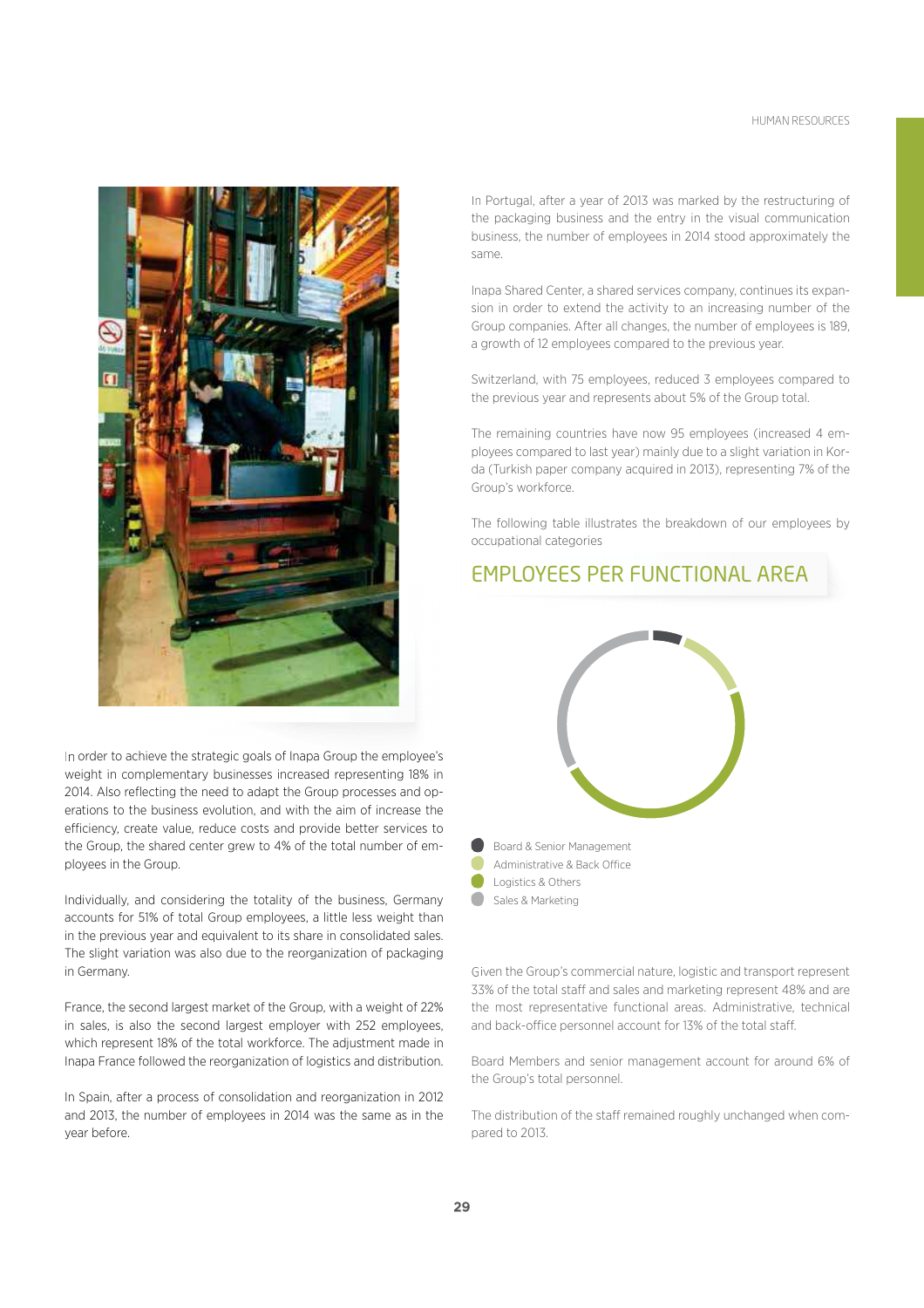In order to achieve the strategic goals of Inapa Group the employee's weight in complementary businesses increased representing 18% in 2014. Also reflecting the need to adapt the Group processes and operations to the business evolution, and with the aim of increase the efficiency, create value, reduce costs and provide better services to the Group, the shared center grew to 4% of the total number of employees in the Group.

Individually, and considering the totality of the business, Germany accounts for 51% of total Group employees, a little less weight than in the previous year and equivalent to its share in consolidated sales. The slight variation was also due to the reorganization of packaging in Germany.

France, the second largest market of the Group, with a weight of 22% in sales, is also the second largest employer with 252 employees, which represent 18% of the total workforce. The adjustment made in Inapa France followed the reorganization of logistics and distribution.

In Spain, after a process of consolidation and reorganization in 2012 and 2013, the number of employees in 2014 was the same as in the year before.

In Portugal, after a year of 2013 was marked by the restructuring of the packaging business and the entry in the visual communication business, the number of employees in 2014 stood approximately the same.

Inapa Shared Center, a shared services company, continues its expansion in order to extend the activity to an increasing number of the Group companies. After all changes, the number of employees is 189, a growth of 12 employees compared to the previous year.

Switzerland, with 75 employees, reduced 3 employees compared to the previous year and represents about 5% of the Group total.

The remaining countries have now 95 employees (increased 4 employees compared to last year) mainly due to a slight variation in Korda (Turkish paper company acquired in 2013), representing 7% of the Group's workforce.

The following table illustrates the breakdown of our employees by occupational categories

## EMPLOYEES PER FUNCTIONAL AREA

Board & Senior Management
Administrative & Back Office
Logistics & Others
Sales & Marketing

Given the Group's commercial nature, logistic and transport represent 33% of the total staff and sales and marketing represent 48% and are the most representative functional areas. Administrative, technical and back-office personnel account for 13% of the total staff.

Board Members and senior management account for around 6% of the Group's total personnel.

The distribution of the staff remained roughly unchanged when compared to 2013.